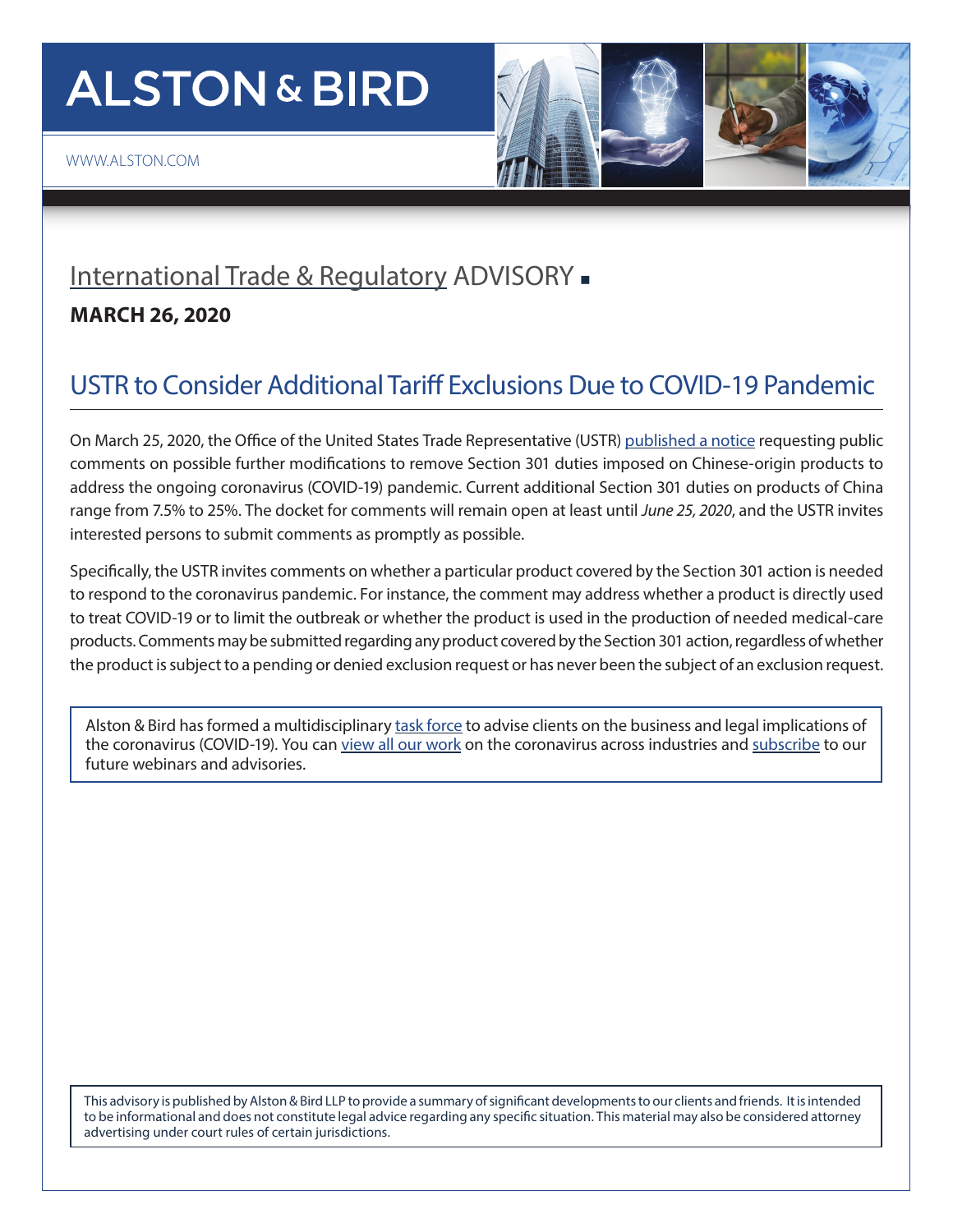# ALSTON & BIRD

WWW.ALSTON.COM

## International Trade & Regulatory ADVISORY ■

**MARCH 26, 2020**

# USTR to Consider Additional Tariff Exclusions Due to COVID-19 Pandemic

On March 25, 2020, the Office of the United States Trade Representative (USTR) published a notice requesting public comments on possible further modifications to remove Section 301 duties imposed on Chinese-origin products to address the ongoing coronavirus (COVID-19) pandemic. Current additional Section 301 duties on products of China range from 7.5% to 25%. The docket for comments will remain open at least until *June 25, 2020*, and the USTR invites interested persons to submit comments as promptly as possible.

Specifically, the USTR invites comments on whether a particular product covered by the Section 301 action is needed to respond to the coronavirus pandemic. For instance, the comment may address whether a product is directly used to treat COVID-19 or to limit the outbreak or whether the product is used in the production of needed medical-care products. Comments may be submitted regarding any product covered by the Section 301 action, regardless of whether the product is subject to a pending or denied exclusion request or has never been the subject of an exclusion request.

Alston & Bird has formed a multidisciplinary task force to advise clients on the business and legal implications of the coronavirus (COVID-19). You can view all our work on the coronavirus across industries and subscribe to our future webinars and advisories.

This advisory is published by Alston & Bird LLP to provide a summary of significant developments to our clients and friends. It is intended to be informational and does not constitute legal advice regarding any specific situation. This material may also be considered attorney advertising under court rules of certain jurisdictions.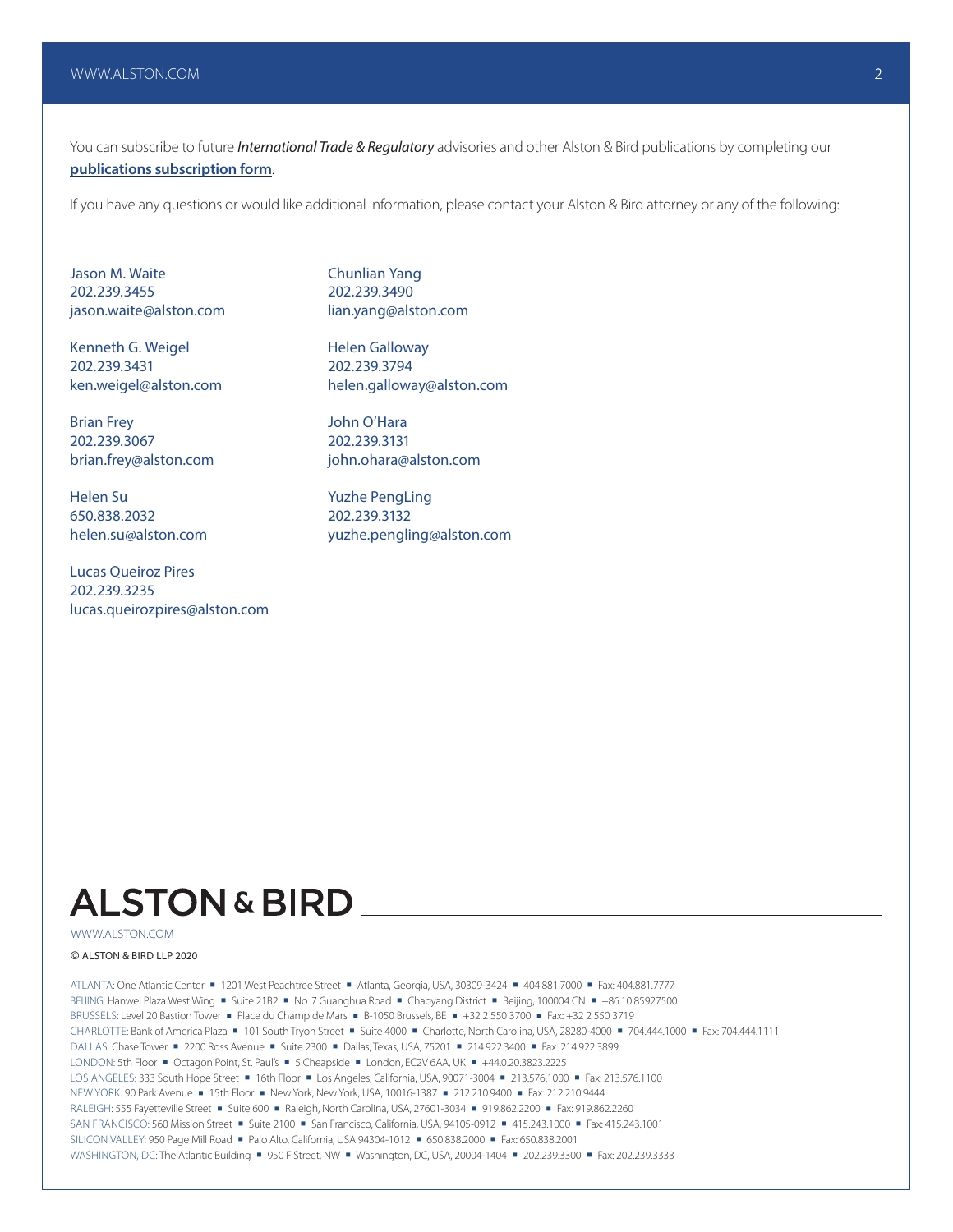You can subscribe to future *International Trade & Regulatory* advisories and other Alston & Bird publications by completing our **publications subscription form**.

If you have any questions or would like additional information, please contact your Alston & Bird attorney or any of the following:

---

Jason M. Waite
202.239.3455
jason.waite@alston.com

Kenneth G. Weigel
202.239.3431
ken.weigel@alston.com

Brian Frey
202.239.3067
brian.frey@alston.com

Helen Su
650.838.2032
helen.su@alston.com

Lucas Queiroz Pires
202.239.3235
lucas.queirozpires@alston.com

Chunlian Yang
202.239.3490
lian.yang@alston.com

Helen Galloway
202.239.3794
helen.galloway@alston.com

John O'Hara
202.239.3131
john.ohara@alston.com

Yuzhe PengLing
202.239.3132
yuzhe.pengling@alston.com

# ALSTON & BIRD

WWW.ALSTON.COM

© ALSTON & BIRD LLP 2020

ATLANTA: One Atlantic Center ▪ 1201 West Peachtree Street ▪ Atlanta, Georgia, USA, 30309-3424 ▪ 404.881.7000 ▪ Fax: 404.881.7777
BEIJING: Hanwei Plaza West Wing ▪ Suite 21B2 ▪ No. 7 Guanghua Road ▪ Chaoyang District ▪ Beijing, 100004 CN ▪ +86.10.85927500
BRUSSELS: Level 20 Bastion Tower ▪ Place du Champ de Mars ▪ B-1050 Brussels, BE ▪ +32 2 550 3700 ▪ Fax: +32 2 550 3719
CHARLOTTE: Bank of America Plaza ▪ 101 South Tryon Street ▪ Suite 4000 ▪ Charlotte, North Carolina, USA, 28280-4000 ▪ 704.444.1000 ▪ Fax: 704.444.1111
DALLAS: Chase Tower ▪ 2200 Ross Avenue ▪ Suite 2300 ▪ Dallas, Texas, USA, 75201 ▪ 214.922.3400 ▪ Fax: 214.922.3899
LONDON: 5th Floor ▪ Octagon Point, St. Paul's ▪ 5 Cheapside ▪ London, EC2V 6AA, UK ▪ +44.0.20.3823.2225
LOS ANGELES: 333 South Hope Street ▪ 16th Floor ▪ Los Angeles, California, USA, 90071-3004 ▪ 213.576.1000 ▪ Fax: 213.576.1100
NEW YORK: 90 Park Avenue ▪ 15th Floor ▪ New York, New York, USA, 10016-1387 ▪ 212.210.9400 ▪ Fax: 212.210.9444
RALEIGH: 555 Fayetteville Street ▪ Suite 600 ▪ Raleigh, North Carolina, USA, 27601-3034 ▪ 919.862.2200 ▪ Fax: 919.862.2260
SAN FRANCISCO: 560 Mission Street ▪ Suite 2100 ▪ San Francisco, California, USA, 94105-0912 ▪ 415.243.1000 ▪ Fax: 415.243.1001
SILICON VALLEY: 950 Page Mill Road ▪ Palo Alto, California, USA 94304-1012 ▪ 650.838.2000 ▪ Fax: 650.838.2001
WASHINGTON, DC: The Atlantic Building ▪ 950 F Street, NW ▪ Washington, DC, USA, 20004-1404 ▪ 202.239.3300 ▪ Fax: 202.239.3333